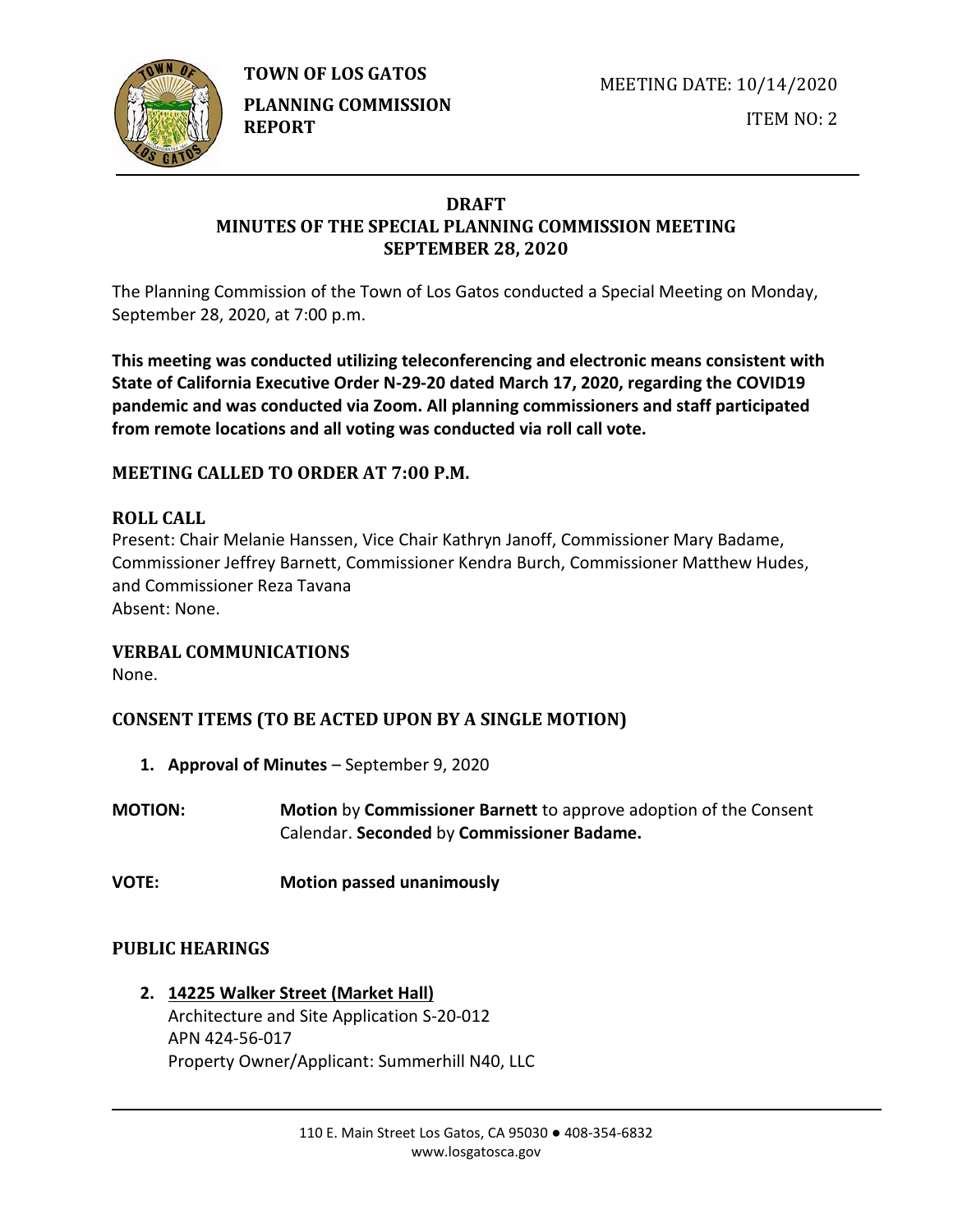**TOWN OF LOS GATOS**

**PLANNING COMMISSION REPORT**

MEETING DATE: 10/14/2020

ITEM NO: 2

## DRAFT
## MINUTES OF THE SPECIAL PLANNING COMMISSION MEETING
## SEPTEMBER 28, 2020

The Planning Commission of the Town of Los Gatos conducted a Special Meeting on Monday, September 28, 2020, at 7:00 p.m.

**This meeting was conducted utilizing teleconferencing and electronic means consistent with State of California Executive Order N-29-20 dated March 17, 2020, regarding the COVID19 pandemic and was conducted via Zoom. All planning commissioners and staff participated from remote locations and all voting was conducted via roll call vote.**

### MEETING CALLED TO ORDER AT 7:00 P.M.

### ROLL CALL

Present: Chair Melanie Hanssen, Vice Chair Kathryn Janoff, Commissioner Mary Badame, Commissioner Jeffrey Barnett, Commissioner Kendra Burch, Commissioner Matthew Hudes, and Commissioner Reza Tavana

Absent: None.

### VERBAL COMMUNICATIONS

None.

### CONSENT ITEMS (TO BE ACTED UPON BY A SINGLE MOTION)

1. **Approval of Minutes** – September 9, 2020

**MOTION:** **Motion** by **Commissioner Barnett** to approve adoption of the Consent Calendar. **Seconded** by **Commissioner Badame.**

**VOTE:** **Motion passed unanimously**

### PUBLIC HEARINGS

2. **14225 Walker Street (Market Hall)**
   Architecture and Site Application S-20-012
   APN 424-56-017
   Property Owner/Applicant: Summerhill N40, LLC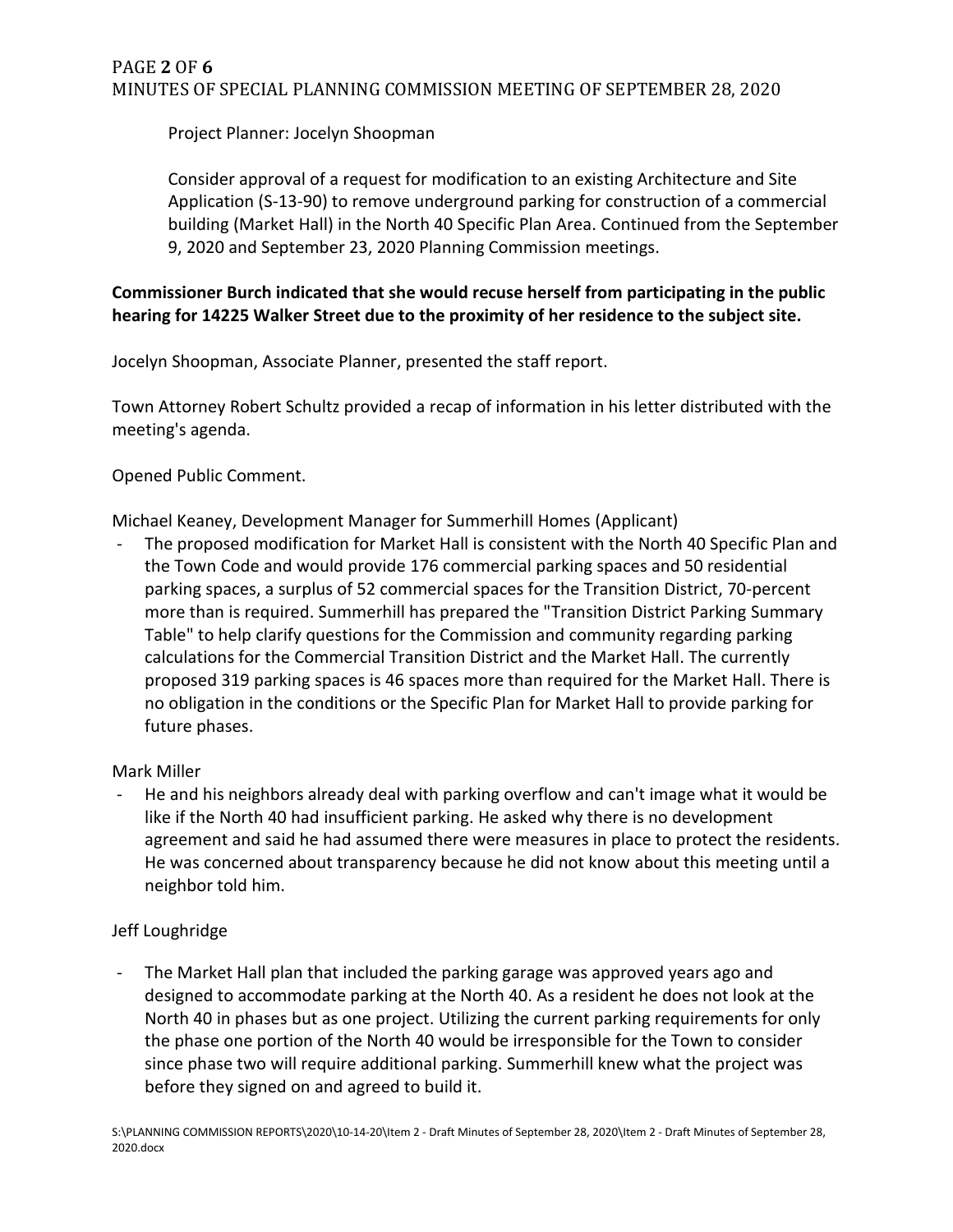Project Planner: Jocelyn Shoopman

Consider approval of a request for modification to an existing Architecture and Site Application (S-13-90) to remove underground parking for construction of a commercial building (Market Hall) in the North 40 Specific Plan Area. Continued from the September 9, 2020 and September 23, 2020 Planning Commission meetings.

**Commissioner Burch indicated that she would recuse herself from participating in the public hearing for 14225 Walker Street due to the proximity of her residence to the subject site.**

Jocelyn Shoopman, Associate Planner, presented the staff report.

Town Attorney Robert Schultz provided a recap of information in his letter distributed with the meeting's agenda.

Opened Public Comment.

Michael Keaney, Development Manager for Summerhill Homes (Applicant)

- The proposed modification for Market Hall is consistent with the North 40 Specific Plan and the Town Code and would provide 176 commercial parking spaces and 50 residential parking spaces, a surplus of 52 commercial spaces for the Transition District, 70-percent more than is required. Summerhill has prepared the "Transition District Parking Summary Table" to help clarify questions for the Commission and community regarding parking calculations for the Commercial Transition District and the Market Hall. The currently proposed 319 parking spaces is 46 spaces more than required for the Market Hall. There is no obligation in the conditions or the Specific Plan for Market Hall to provide parking for future phases.

Mark Miller

- He and his neighbors already deal with parking overflow and can't image what it would be like if the North 40 had insufficient parking. He asked why there is no development agreement and said he had assumed there were measures in place to protect the residents. He was concerned about transparency because he did not know about this meeting until a neighbor told him.

Jeff Loughridge

- The Market Hall plan that included the parking garage was approved years ago and designed to accommodate parking at the North 40. As a resident he does not look at the North 40 in phases but as one project. Utilizing the current parking requirements for only the phase one portion of the North 40 would be irresponsible for the Town to consider since phase two will require additional parking. Summerhill knew what the project was before they signed on and agreed to build it.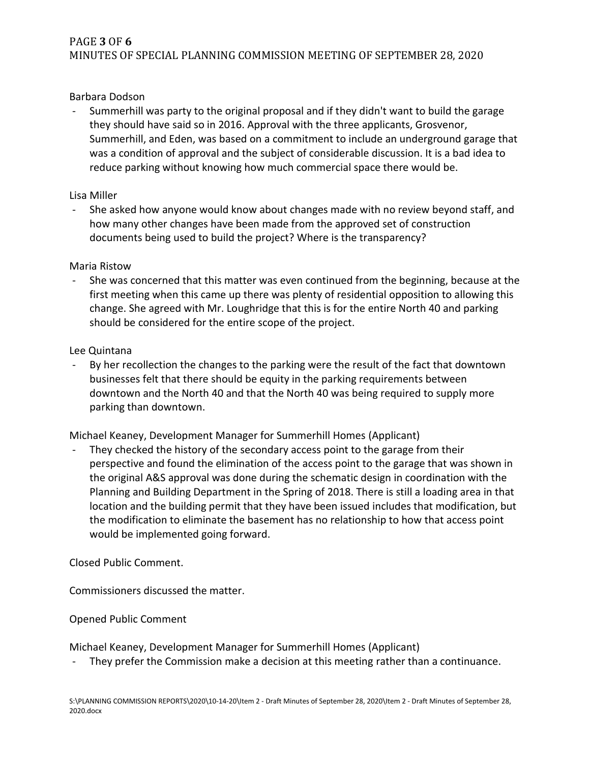Barbara Dodson

- Summerhill was party to the original proposal and if they didn't want to build the garage they should have said so in 2016. Approval with the three applicants, Grosvenor, Summerhill, and Eden, was based on a commitment to include an underground garage that was a condition of approval and the subject of considerable discussion. It is a bad idea to reduce parking without knowing how much commercial space there would be.

Lisa Miller

- She asked how anyone would know about changes made with no review beyond staff, and how many other changes have been made from the approved set of construction documents being used to build the project? Where is the transparency?

Maria Ristow

- She was concerned that this matter was even continued from the beginning, because at the first meeting when this came up there was plenty of residential opposition to allowing this change. She agreed with Mr. Loughridge that this is for the entire North 40 and parking should be considered for the entire scope of the project.

Lee Quintana

- By her recollection the changes to the parking were the result of the fact that downtown businesses felt that there should be equity in the parking requirements between downtown and the North 40 and that the North 40 was being required to supply more parking than downtown.

Michael Keaney, Development Manager for Summerhill Homes (Applicant)

- They checked the history of the secondary access point to the garage from their perspective and found the elimination of the access point to the garage that was shown in the original A&S approval was done during the schematic design in coordination with the Planning and Building Department in the Spring of 2018. There is still a loading area in that location and the building permit that they have been issued includes that modification, but the modification to eliminate the basement has no relationship to how that access point would be implemented going forward.

Closed Public Comment.

Commissioners discussed the matter.

Opened Public Comment

Michael Keaney, Development Manager for Summerhill Homes (Applicant)

- They prefer the Commission make a decision at this meeting rather than a continuance.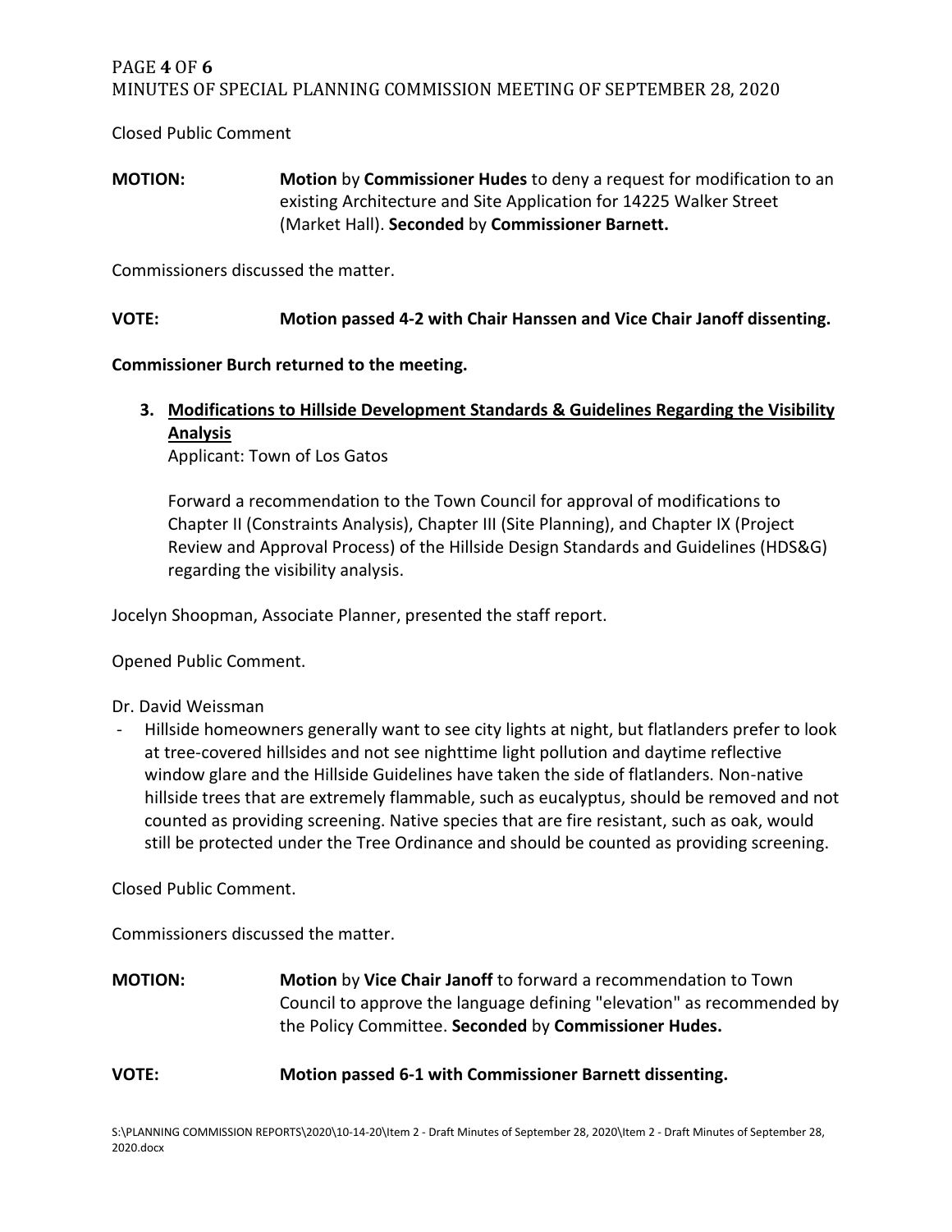Closed Public Comment

**MOTION:** **Motion** by **Commissioner Hudes** to deny a request for modification to an existing Architecture and Site Application for 14225 Walker Street (Market Hall). **Seconded** by **Commissioner Barnett.**

Commissioners discussed the matter.

**VOTE:** **Motion passed 4-2 with Chair Hanssen and Vice Chair Janoff dissenting.**

**Commissioner Burch returned to the meeting.**

3. **Modifications to Hillside Development Standards & Guidelines Regarding the Visibility Analysis**
   Applicant: Town of Los Gatos

   Forward a recommendation to the Town Council for approval of modifications to Chapter II (Constraints Analysis), Chapter III (Site Planning), and Chapter IX (Project Review and Approval Process) of the Hillside Design Standards and Guidelines (HDS&G) regarding the visibility analysis.

Jocelyn Shoopman, Associate Planner, presented the staff report.

Opened Public Comment.

Dr. David Weissman

- Hillside homeowners generally want to see city lights at night, but flatlanders prefer to look at tree-covered hillsides and not see nighttime light pollution and daytime reflective window glare and the Hillside Guidelines have taken the side of flatlanders. Non-native hillside trees that are extremely flammable, such as eucalyptus, should be removed and not counted as providing screening. Native species that are fire resistant, such as oak, would still be protected under the Tree Ordinance and should be counted as providing screening.

Closed Public Comment.

Commissioners discussed the matter.

**MOTION:** **Motion** by **Vice Chair Janoff** to forward a recommendation to Town Council to approve the language defining "elevation" as recommended by the Policy Committee. **Seconded** by **Commissioner Hudes.**

**VOTE:** **Motion passed 6-1 with Commissioner Barnett dissenting.**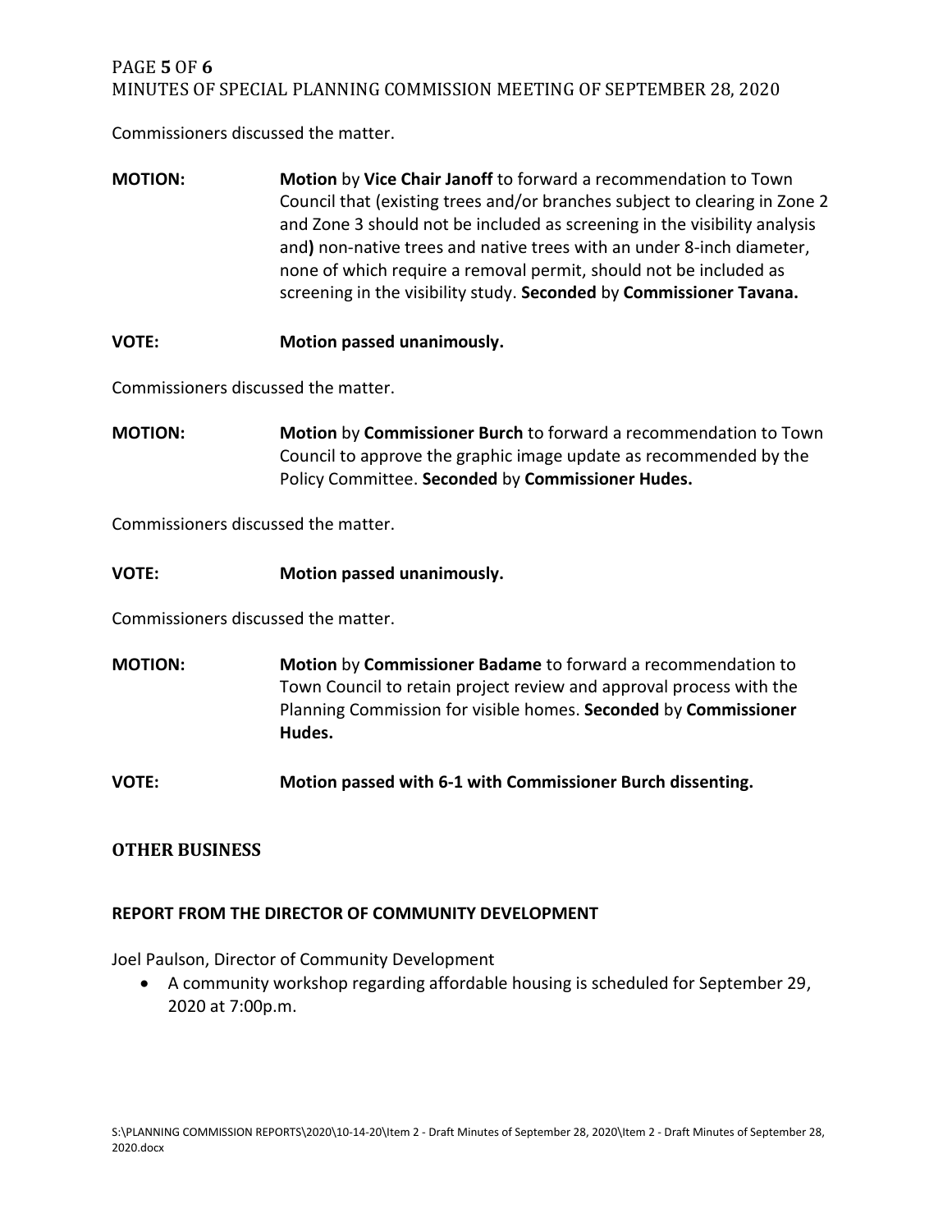Commissioners discussed the matter.

**MOTION:** **Motion** by **Vice Chair Janoff** to forward a recommendation to Town Council that (existing trees and/or branches subject to clearing in Zone 2 and Zone 3 should not be included as screening in the visibility analysis and**)** non-native trees and native trees with an under 8-inch diameter, none of which require a removal permit, should not be included as screening in the visibility study. **Seconded** by **Commissioner Tavana.**

**VOTE:** **Motion passed unanimously.**

Commissioners discussed the matter.

**MOTION:** **Motion** by **Commissioner Burch** to forward a recommendation to Town Council to approve the graphic image update as recommended by the Policy Committee. **Seconded** by **Commissioner Hudes.**

Commissioners discussed the matter.

**VOTE:** **Motion passed unanimously.**

Commissioners discussed the matter.

**MOTION:** **Motion** by **Commissioner Badame** to forward a recommendation to Town Council to retain project review and approval process with the Planning Commission for visible homes. **Seconded** by **Commissioner Hudes.**

**VOTE:** **Motion passed with 6-1 with Commissioner Burch dissenting.**

## OTHER BUSINESS

### REPORT FROM THE DIRECTOR OF COMMUNITY DEVELOPMENT

Joel Paulson, Director of Community Development

- A community workshop regarding affordable housing is scheduled for September 29, 2020 at 7:00p.m.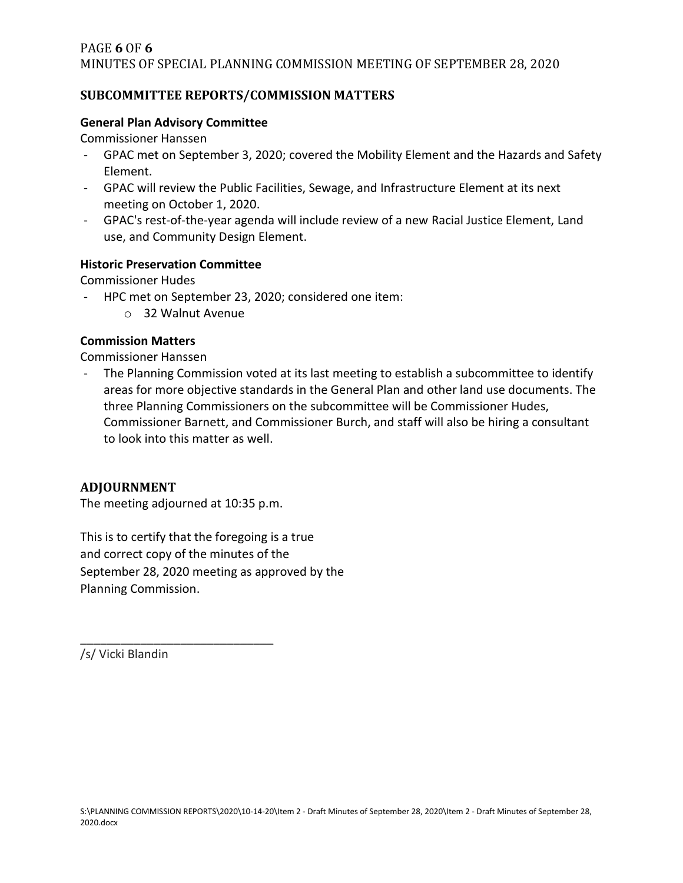## SUBCOMMITTEE REPORTS/COMMISSION MATTERS

### General Plan Advisory Committee

Commissioner Hanssen

- GPAC met on September 3, 2020; covered the Mobility Element and the Hazards and Safety Element.
- GPAC will review the Public Facilities, Sewage, and Infrastructure Element at its next meeting on October 1, 2020.
- GPAC's rest-of-the-year agenda will include review of a new Racial Justice Element, Land use, and Community Design Element.

### Historic Preservation Committee

Commissioner Hudes

- HPC met on September 23, 2020; considered one item:
  - 32 Walnut Avenue

### Commission Matters

Commissioner Hanssen

- The Planning Commission voted at its last meeting to establish a subcommittee to identify areas for more objective standards in the General Plan and other land use documents. The three Planning Commissioners on the subcommittee will be Commissioner Hudes, Commissioner Barnett, and Commissioner Burch, and staff will also be hiring a consultant to look into this matter as well.

## ADJOURNMENT

The meeting adjourned at 10:35 p.m.

This is to certify that the foregoing is a true and correct copy of the minutes of the September 28, 2020 meeting as approved by the Planning Commission.

\_\_\_\_\_\_\_\_\_\_\_\_\_\_\_\_\_\_\_\_\_\_\_\_\_\_\_\_\_\_

/s/ Vicki Blandin

S:\PLANNING COMMISSION REPORTS\2020\10-14-20\Item 2 - Draft Minutes of September 28, 2020\Item 2 - Draft Minutes of September 28, 2020.docx